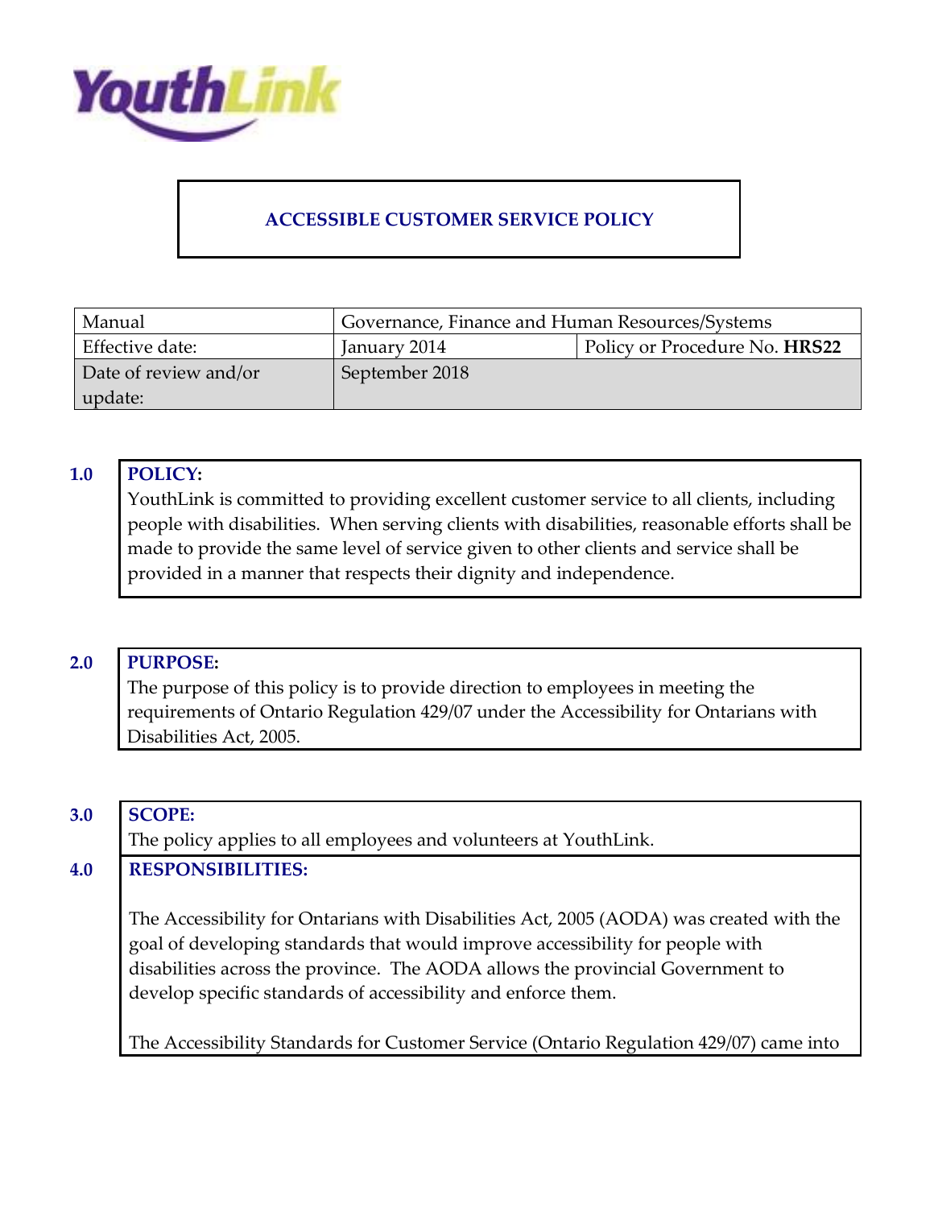YouthLink

# ACCESSIBLE CUSTOMER SERVICE POLICY

| Manual | Governance, Finance and Human Resources/Systems | |
|---|---|---|
| Effective date: | January 2014 | Policy or Procedure No. **HRS22** |
| Date of review and/or update: | September 2018 | |

## 1.0 POLICY:

YouthLink is committed to providing excellent customer service to all clients, including people with disabilities. When serving clients with disabilities, reasonable efforts shall be made to provide the same level of service given to other clients and service shall be provided in a manner that respects their dignity and independence.

## 2.0 PURPOSE:

The purpose of this policy is to provide direction to employees in meeting the requirements of Ontario Regulation 429/07 under the Accessibility for Ontarians with Disabilities Act, 2005.

## 3.0 SCOPE:

The policy applies to all employees and volunteers at YouthLink.

## 4.0 RESPONSIBILITIES:

The Accessibility for Ontarians with Disabilities Act, 2005 (AODA) was created with the goal of developing standards that would improve accessibility for people with disabilities across the province. The AODA allows the provincial Government to develop specific standards of accessibility and enforce them.

The Accessibility Standards for Customer Service (Ontario Regulation 429/07) came into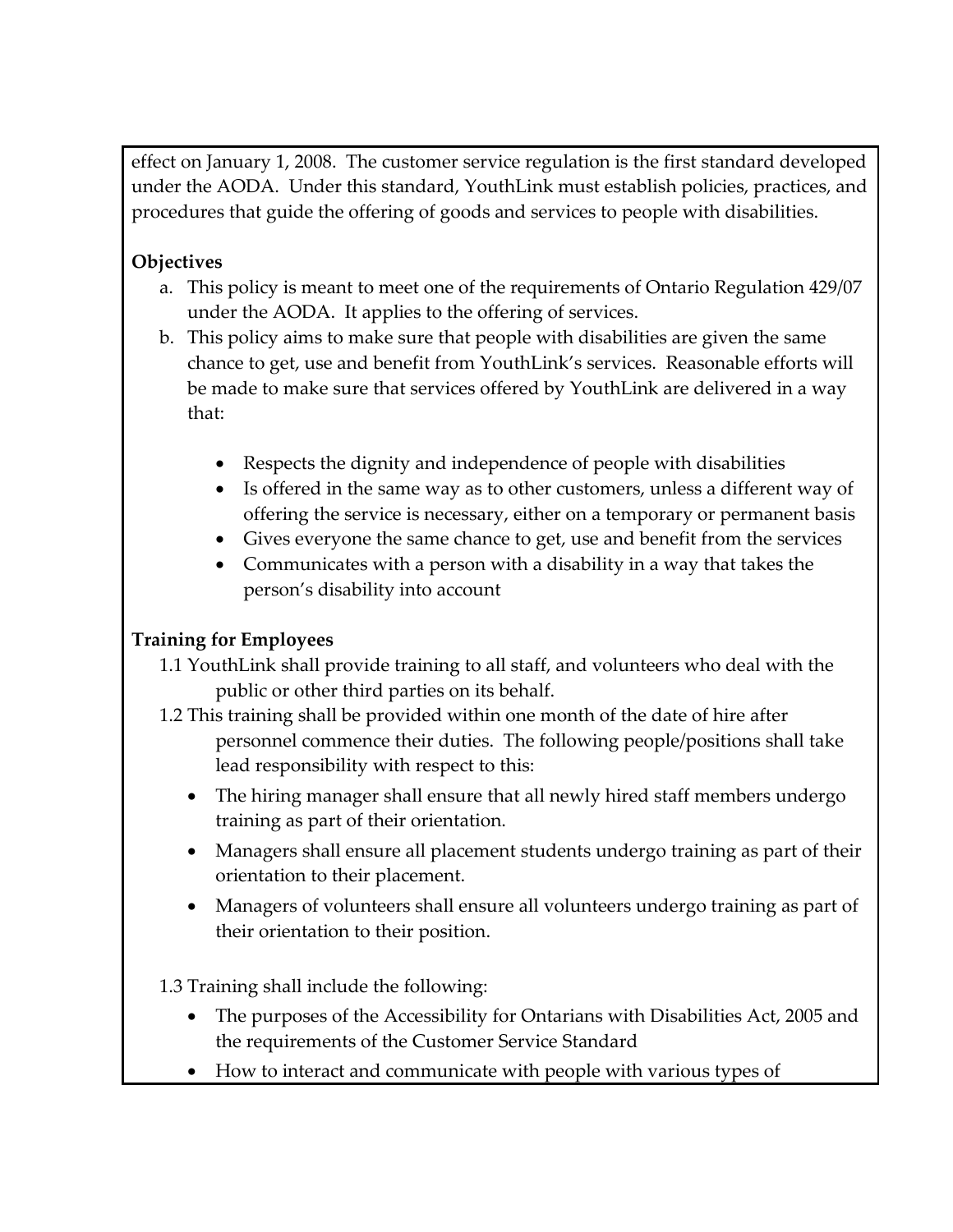effect on January 1, 2008. The customer service regulation is the first standard developed under the AODA. Under this standard, YouthLink must establish policies, practices, and procedures that guide the offering of goods and services to people with disabilities.

**Objectives**

a. This policy is meant to meet one of the requirements of Ontario Regulation 429/07 under the AODA. It applies to the offering of services.
b. This policy aims to make sure that people with disabilities are given the same chance to get, use and benefit from YouthLink's services. Reasonable efforts will be made to make sure that services offered by YouthLink are delivered in a way that:

   - Respects the dignity and independence of people with disabilities
   - Is offered in the same way as to other customers, unless a different way of offering the service is necessary, either on a temporary or permanent basis
   - Gives everyone the same chance to get, use and benefit from the services
   - Communicates with a person with a disability in a way that takes the person's disability into account

**Training for Employees**

1.1 YouthLink shall provide training to all staff, and volunteers who deal with the public or other third parties on its behalf.

1.2 This training shall be provided within one month of the date of hire after personnel commence their duties. The following people/positions shall take lead responsibility with respect to this:

- The hiring manager shall ensure that all newly hired staff members undergo training as part of their orientation.
- Managers shall ensure all placement students undergo training as part of their orientation to their placement.
- Managers of volunteers shall ensure all volunteers undergo training as part of their orientation to their position.

1.3 Training shall include the following:

- The purposes of the Accessibility for Ontarians with Disabilities Act, 2005 and the requirements of the Customer Service Standard
- How to interact and communicate with people with various types of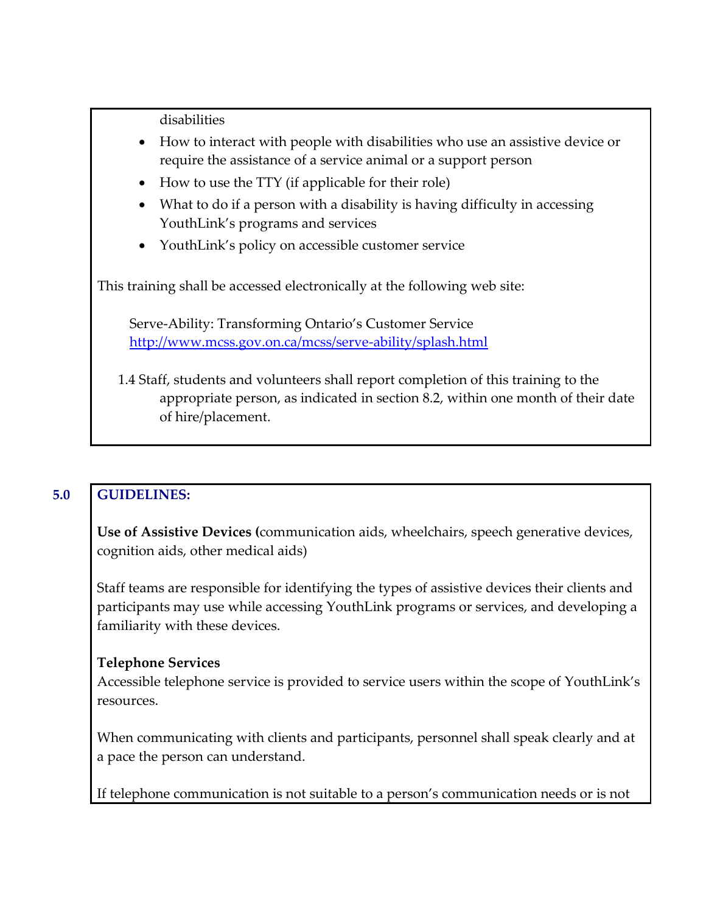disabilities

- How to interact with people with disabilities who use an assistive device or require the assistance of a service animal or a support person
- How to use the TTY (if applicable for their role)
- What to do if a person with a disability is having difficulty in accessing YouthLink's programs and services
- YouthLink's policy on accessible customer service

This training shall be accessed electronically at the following web site:

Serve-Ability: Transforming Ontario's Customer Service
http://www.mcss.gov.on.ca/mcss/serve-ability/splash.html

1.4 Staff, students and volunteers shall report completion of this training to the appropriate person, as indicated in section 8.2, within one month of their date of hire/placement.

## 5.0 GUIDELINES:

**Use of Assistive Devices (**communication aids, wheelchairs, speech generative devices, cognition aids, other medical aids)

Staff teams are responsible for identifying the types of assistive devices their clients and participants may use while accessing YouthLink programs or services, and developing a familiarity with these devices.

**Telephone Services**
Accessible telephone service is provided to service users within the scope of YouthLink's resources.

When communicating with clients and participants, personnel shall speak clearly and at a pace the person can understand.

If telephone communication is not suitable to a person's communication needs or is not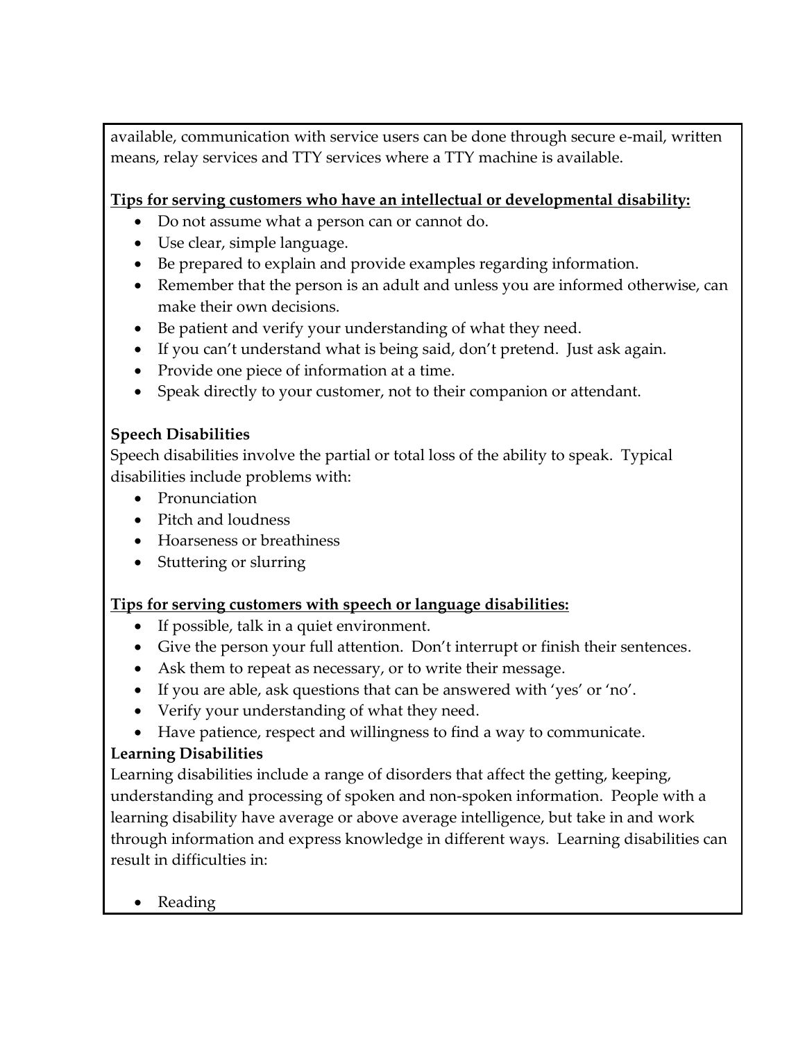available, communication with service users can be done through secure e-mail, written means, relay services and TTY services where a TTY machine is available.

**<u>Tips for serving customers who have an intellectual or developmental disability:</u>**

- Do not assume what a person can or cannot do.
- Use clear, simple language.
- Be prepared to explain and provide examples regarding information.
- Remember that the person is an adult and unless you are informed otherwise, can make their own decisions.
- Be patient and verify your understanding of what they need.
- If you can't understand what is being said, don't pretend. Just ask again.
- Provide one piece of information at a time.
- Speak directly to your customer, not to their companion or attendant.

**Speech Disabilities**

Speech disabilities involve the partial or total loss of the ability to speak. Typical disabilities include problems with:

- Pronunciation
- Pitch and loudness
- Hoarseness or breathiness
- Stuttering or slurring

**<u>Tips for serving customers with speech or language disabilities:</u>**

- If possible, talk in a quiet environment.
- Give the person your full attention. Don't interrupt or finish their sentences.
- Ask them to repeat as necessary, or to write their message.
- If you are able, ask questions that can be answered with 'yes' or 'no'.
- Verify your understanding of what they need.
- Have patience, respect and willingness to find a way to communicate.

**Learning Disabilities**

Learning disabilities include a range of disorders that affect the getting, keeping, understanding and processing of spoken and non-spoken information. People with a learning disability have average or above average intelligence, but take in and work through information and express knowledge in different ways. Learning disabilities can result in difficulties in:

- Reading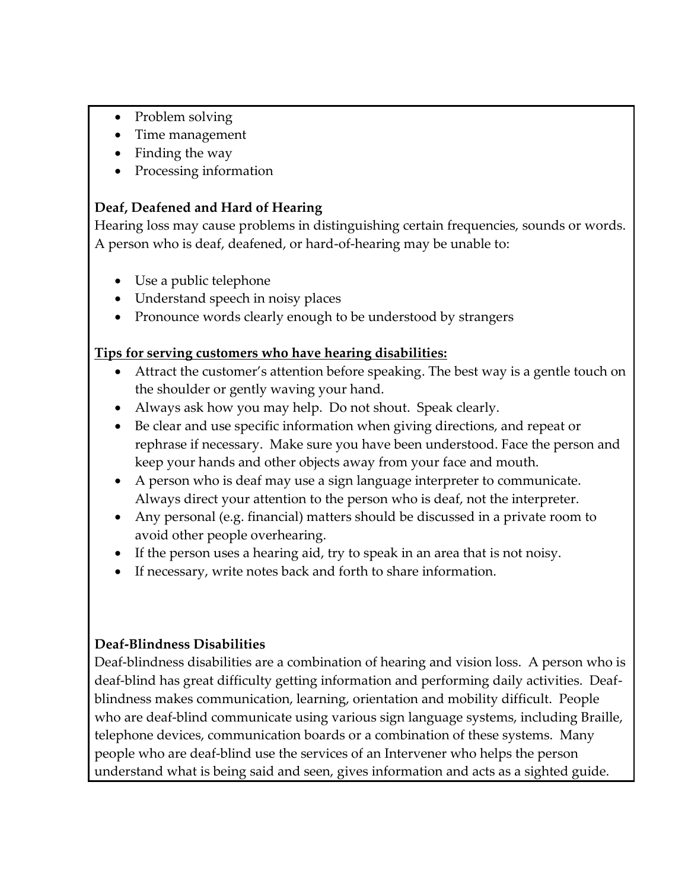- Problem solving
- Time management
- Finding the way
- Processing information

**Deaf, Deafened and Hard of Hearing**

Hearing loss may cause problems in distinguishing certain frequencies, sounds or words. A person who is deaf, deafened, or hard-of-hearing may be unable to:

- Use a public telephone
- Understand speech in noisy places
- Pronounce words clearly enough to be understood by strangers

**<u>Tips for serving customers who have hearing disabilities:</u>**

- Attract the customer's attention before speaking. The best way is a gentle touch on the shoulder or gently waving your hand.
- Always ask how you may help. Do not shout. Speak clearly.
- Be clear and use specific information when giving directions, and repeat or rephrase if necessary. Make sure you have been understood. Face the person and keep your hands and other objects away from your face and mouth.
- A person who is deaf may use a sign language interpreter to communicate. Always direct your attention to the person who is deaf, not the interpreter.
- Any personal (e.g. financial) matters should be discussed in a private room to avoid other people overhearing.
- If the person uses a hearing aid, try to speak in an area that is not noisy.
- If necessary, write notes back and forth to share information.

**Deaf-Blindness Disabilities**

Deaf-blindness disabilities are a combination of hearing and vision loss. A person who is deaf-blind has great difficulty getting information and performing daily activities. Deaf-blindness makes communication, learning, orientation and mobility difficult. People who are deaf-blind communicate using various sign language systems, including Braille, telephone devices, communication boards or a combination of these systems. Many people who are deaf-blind use the services of an Intervener who helps the person understand what is being said and seen, gives information and acts as a sighted guide.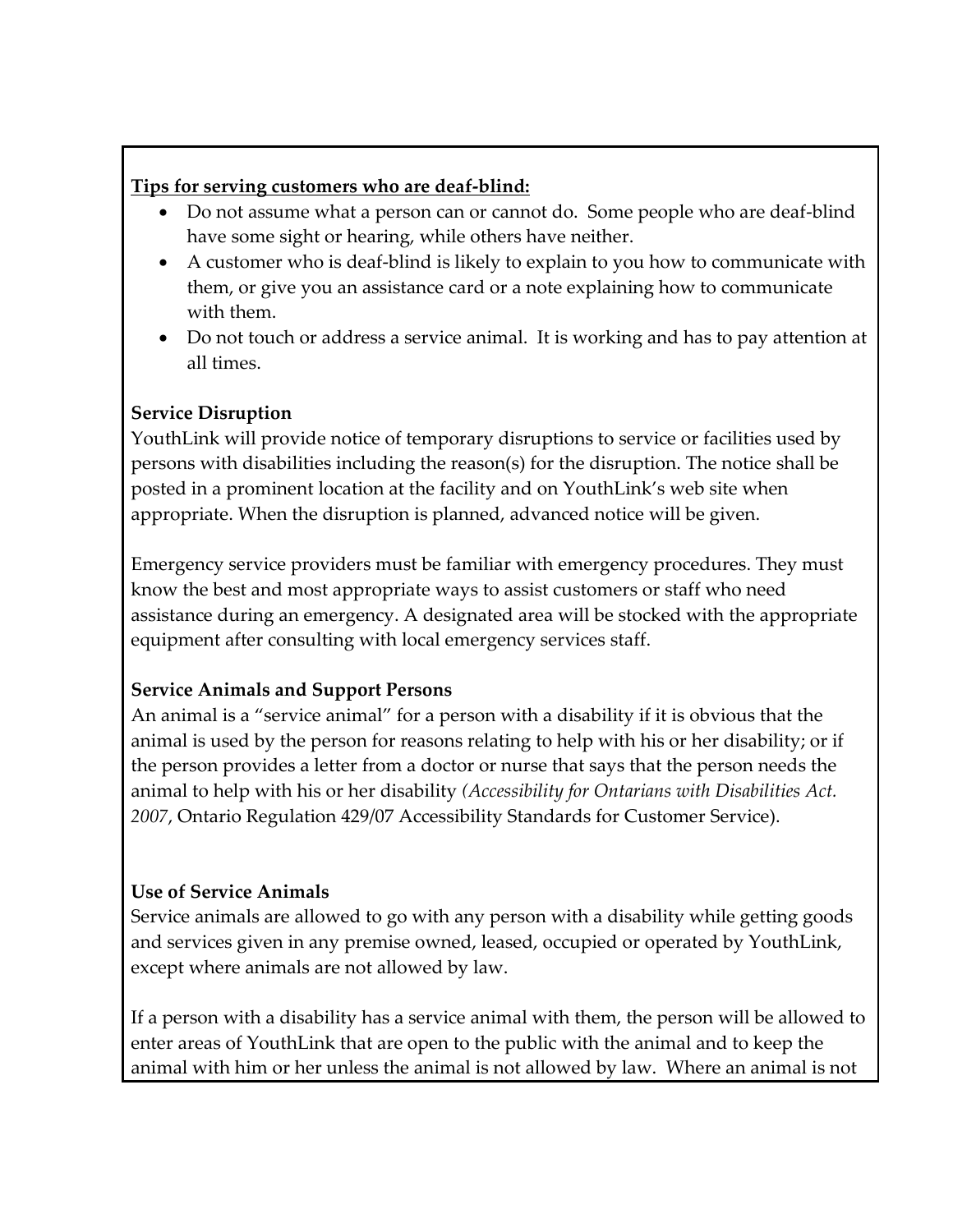**<u>Tips for serving customers who are deaf-blind:</u>**

- Do not assume what a person can or cannot do. Some people who are deaf-blind have some sight or hearing, while others have neither.
- A customer who is deaf-blind is likely to explain to you how to communicate with them, or give you an assistance card or a note explaining how to communicate with them.
- Do not touch or address a service animal. It is working and has to pay attention at all times.

**Service Disruption**

YouthLink will provide notice of temporary disruptions to service or facilities used by persons with disabilities including the reason(s) for the disruption. The notice shall be posted in a prominent location at the facility and on YouthLink's web site when appropriate. When the disruption is planned, advanced notice will be given.

Emergency service providers must be familiar with emergency procedures. They must know the best and most appropriate ways to assist customers or staff who need assistance during an emergency. A designated area will be stocked with the appropriate equipment after consulting with local emergency services staff.

**Service Animals and Support Persons**

An animal is a "service animal" for a person with a disability if it is obvious that the animal is used by the person for reasons relating to help with his or her disability; or if the person provides a letter from a doctor or nurse that says that the person needs the animal to help with his or her disability *(Accessibility for Ontarians with Disabilities Act. 2007*, Ontario Regulation 429/07 Accessibility Standards for Customer Service).

**Use of Service Animals**

Service animals are allowed to go with any person with a disability while getting goods and services given in any premise owned, leased, occupied or operated by YouthLink, except where animals are not allowed by law.

If a person with a disability has a service animal with them, the person will be allowed to enter areas of YouthLink that are open to the public with the animal and to keep the animal with him or her unless the animal is not allowed by law. Where an animal is not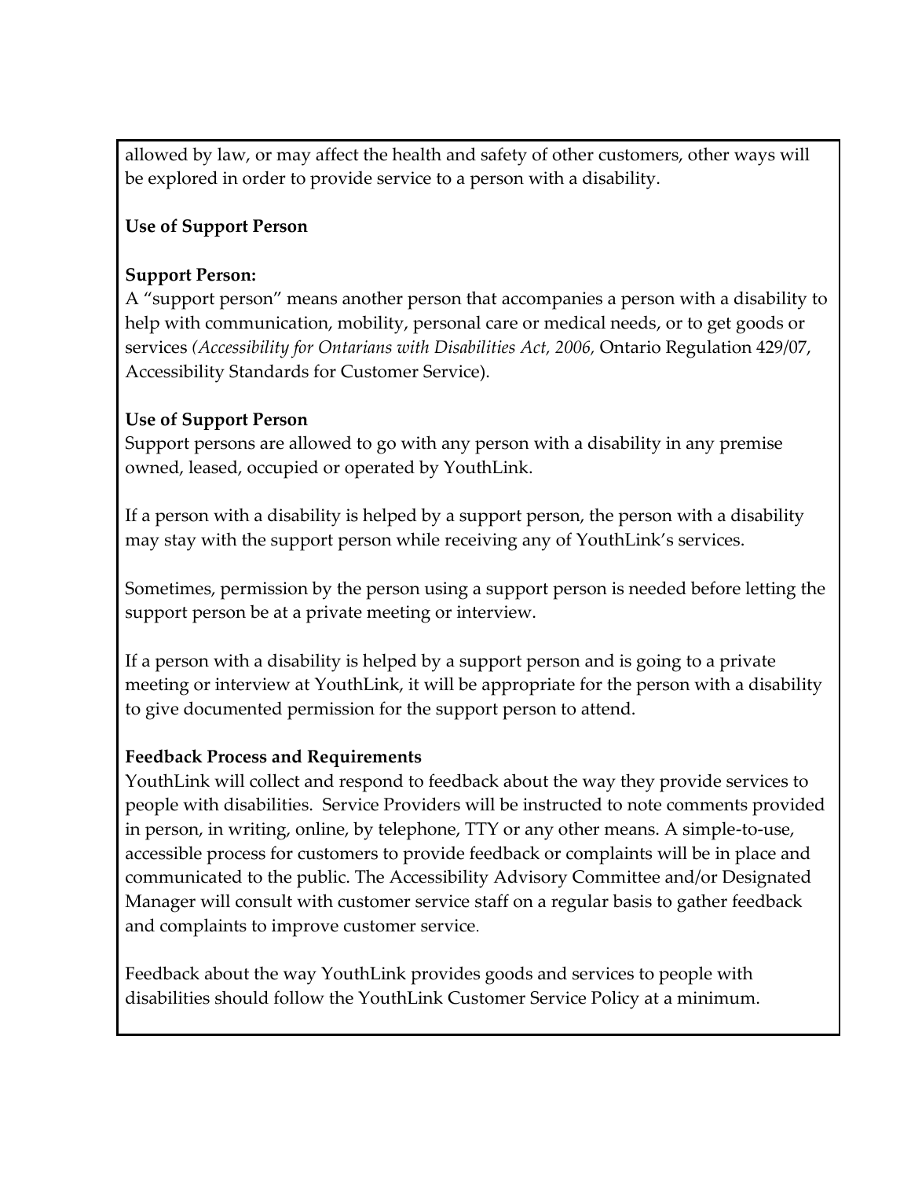allowed by law, or may affect the health and safety of other customers, other ways will be explored in order to provide service to a person with a disability.

**Use of Support Person**

**Support Person:**

A "support person" means another person that accompanies a person with a disability to help with communication, mobility, personal care or medical needs, or to get goods or services *(Accessibility for Ontarians with Disabilities Act, 2006,* Ontario Regulation 429/07, Accessibility Standards for Customer Service).

**Use of Support Person**

Support persons are allowed to go with any person with a disability in any premise owned, leased, occupied or operated by YouthLink.

If a person with a disability is helped by a support person, the person with a disability may stay with the support person while receiving any of YouthLink's services.

Sometimes, permission by the person using a support person is needed before letting the support person be at a private meeting or interview.

If a person with a disability is helped by a support person and is going to a private meeting or interview at YouthLink, it will be appropriate for the person with a disability to give documented permission for the support person to attend.

**Feedback Process and Requirements**

YouthLink will collect and respond to feedback about the way they provide services to people with disabilities. Service Providers will be instructed to note comments provided in person, in writing, online, by telephone, TTY or any other means. A simple-to-use, accessible process for customers to provide feedback or complaints will be in place and communicated to the public. The Accessibility Advisory Committee and/or Designated Manager will consult with customer service staff on a regular basis to gather feedback and complaints to improve customer service.

Feedback about the way YouthLink provides goods and services to people with disabilities should follow the YouthLink Customer Service Policy at a minimum.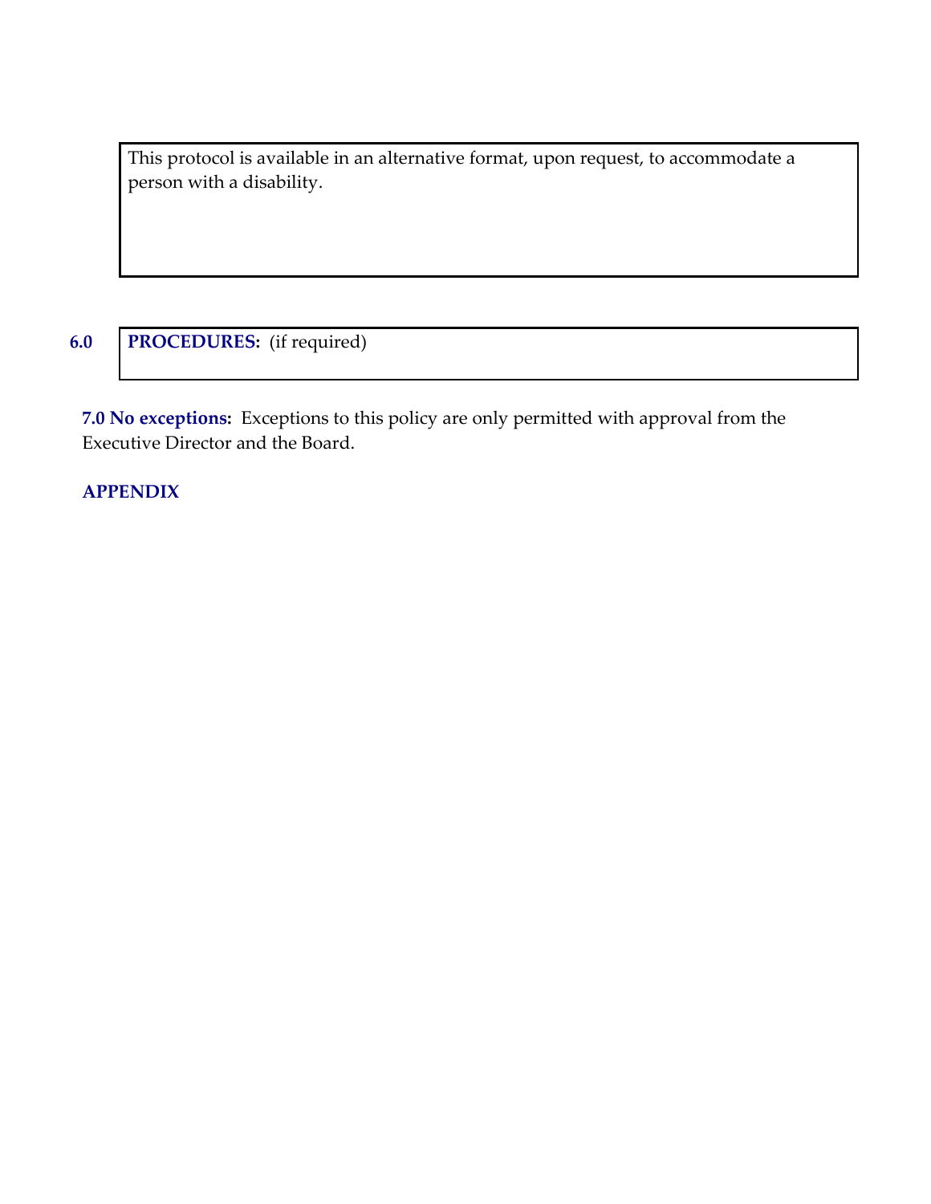This protocol is available in an alternative format, upon request, to accommodate a person with a disability.

## 6.0 PROCEDURES: (if required)

**7.0 No exceptions:** Exceptions to this policy are only permitted with approval from the Executive Director and the Board.

## APPENDIX